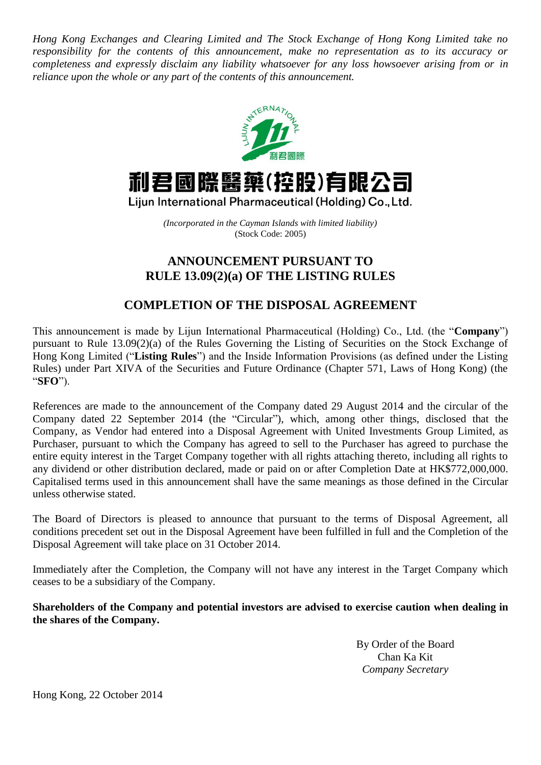*Hong Kong Exchanges and Clearing Limited and The Stock Exchange of Hong Kong Limited take no responsibility for the contents of this announcement, make no representation as to its accuracy or completeness and expressly disclaim any liability whatsoever for any loss howsoever arising from or in reliance upon the whole or any part of the contents of this announcement.*

# 利君國際醫藥(控股)有限公司

**Lijun International Pharmaceutical (Holding) Co., Ltd.**

*(Incorporated in the Cayman Islands with limited liability)*
(Stock Code: 2005)

## ANNOUNCEMENT PURSUANT TO RULE 13.09(2)(a) OF THE LISTING RULES

## COMPLETION OF THE DISPOSAL AGREEMENT

This announcement is made by Lijun International Pharmaceutical (Holding) Co., Ltd. (the "**Company**") pursuant to Rule 13.09(2)(a) of the Rules Governing the Listing of Securities on the Stock Exchange of Hong Kong Limited ("**Listing Rules**") and the Inside Information Provisions (as defined under the Listing Rules) under Part XIVA of the Securities and Future Ordinance (Chapter 571, Laws of Hong Kong) (the "**SFO**").

References are made to the announcement of the Company dated 29 August 2014 and the circular of the Company dated 22 September 2014 (the "Circular"), which, among other things, disclosed that the Company, as Vendor had entered into a Disposal Agreement with United Investments Group Limited, as Purchaser, pursuant to which the Company has agreed to sell to the Purchaser has agreed to purchase the entire equity interest in the Target Company together with all rights attaching thereto, including all rights to any dividend or other distribution declared, made or paid on or after Completion Date at HK$772,000,000. Capitalised terms used in this announcement shall have the same meanings as those defined in the Circular unless otherwise stated.

The Board of Directors is pleased to announce that pursuant to the terms of Disposal Agreement, all conditions precedent set out in the Disposal Agreement have been fulfilled in full and the Completion of the Disposal Agreement will take place on 31 October 2014.

Immediately after the Completion, the Company will not have any interest in the Target Company which ceases to be a subsidiary of the Company.

**Shareholders of the Company and potential investors are advised to exercise caution when dealing in the shares of the Company.**

By Order of the Board
Chan Ka Kit
*Company Secretary*

Hong Kong, 22 October 2014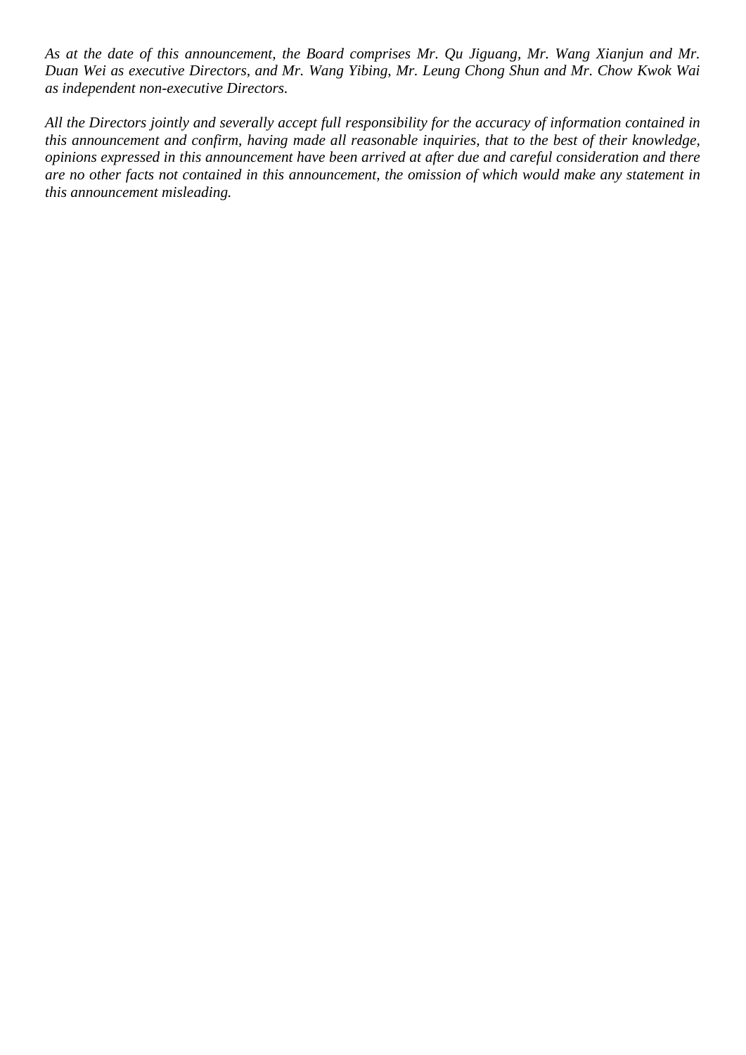*As at the date of this announcement, the Board comprises Mr. Qu Jiguang, Mr. Wang Xianjun and Mr. Duan Wei as executive Directors, and Mr. Wang Yibing, Mr. Leung Chong Shun and Mr. Chow Kwok Wai as independent non-executive Directors.*

*All the Directors jointly and severally accept full responsibility for the accuracy of information contained in this announcement and confirm, having made all reasonable inquiries, that to the best of their knowledge, opinions expressed in this announcement have been arrived at after due and careful consideration and there are no other facts not contained in this announcement, the omission of which would make any statement in this announcement misleading.*